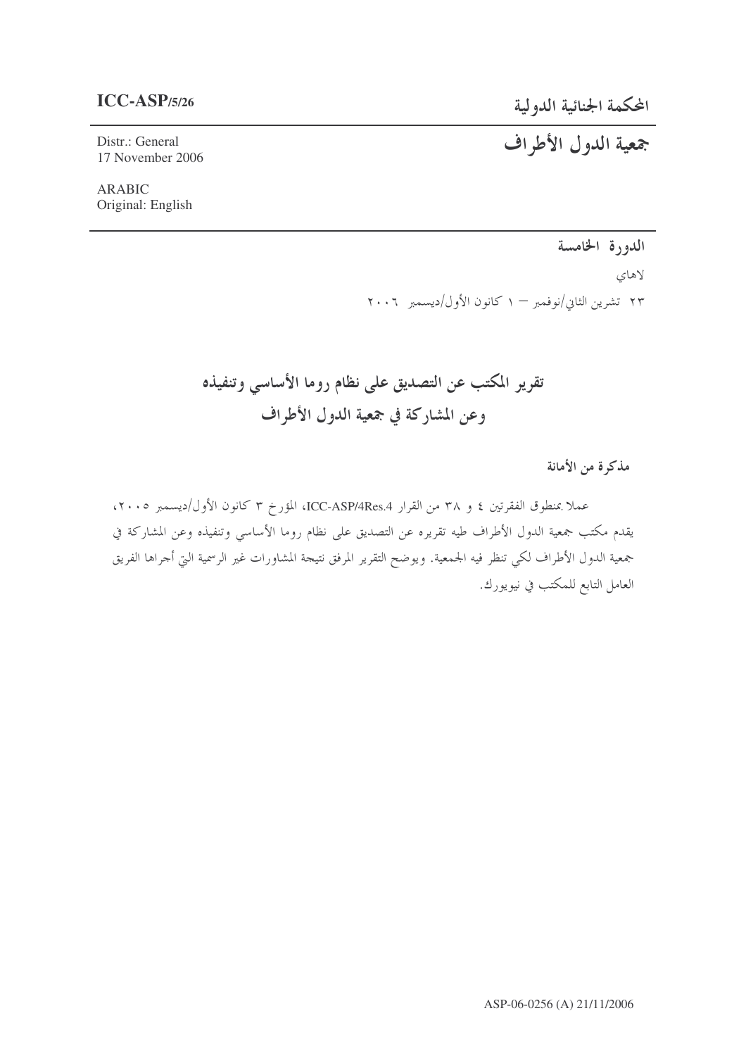**ICC-ASP/5/26**

# المحكمة الجنائية الدولية

# جمعية الدول الأطراف

Distr.: General
17 November 2006

ARABIC
Original: English

**الدورة الخامسة**

لاهاي

٢٣ تشرين الثاني/نوفمبر – ١ كانون الأول/ديسمبر ٢٠٠٦

## تقرير المكتب عن التصديق على نظام روما الأساسي وتنفيذه وعن المشاركة في جمعية الدول الأطراف

**مذكرة من الأمانة**

عملا بمنطوق الفقرتين ٤ و ٣٨ من القرار ICC-ASP/4Res.4، المؤرخ ٣ كانون الأول/ديسمبر ٢٠٠٥، يقدم مكتب جمعية الدول الأطراف طيه تقريره عن التصديق على نظام روما الأساسي وتنفيذه وعن المشاركة في جمعية الدول الأطراف لكي تنظر فيه الجمعية. ويوضح التقرير المرفق نتيجة المشاورات غير الرسمية التي أجراها الفريق العامل التابع للمكتب في نيويورك.

ASP-06-0256 (A) 21/11/2006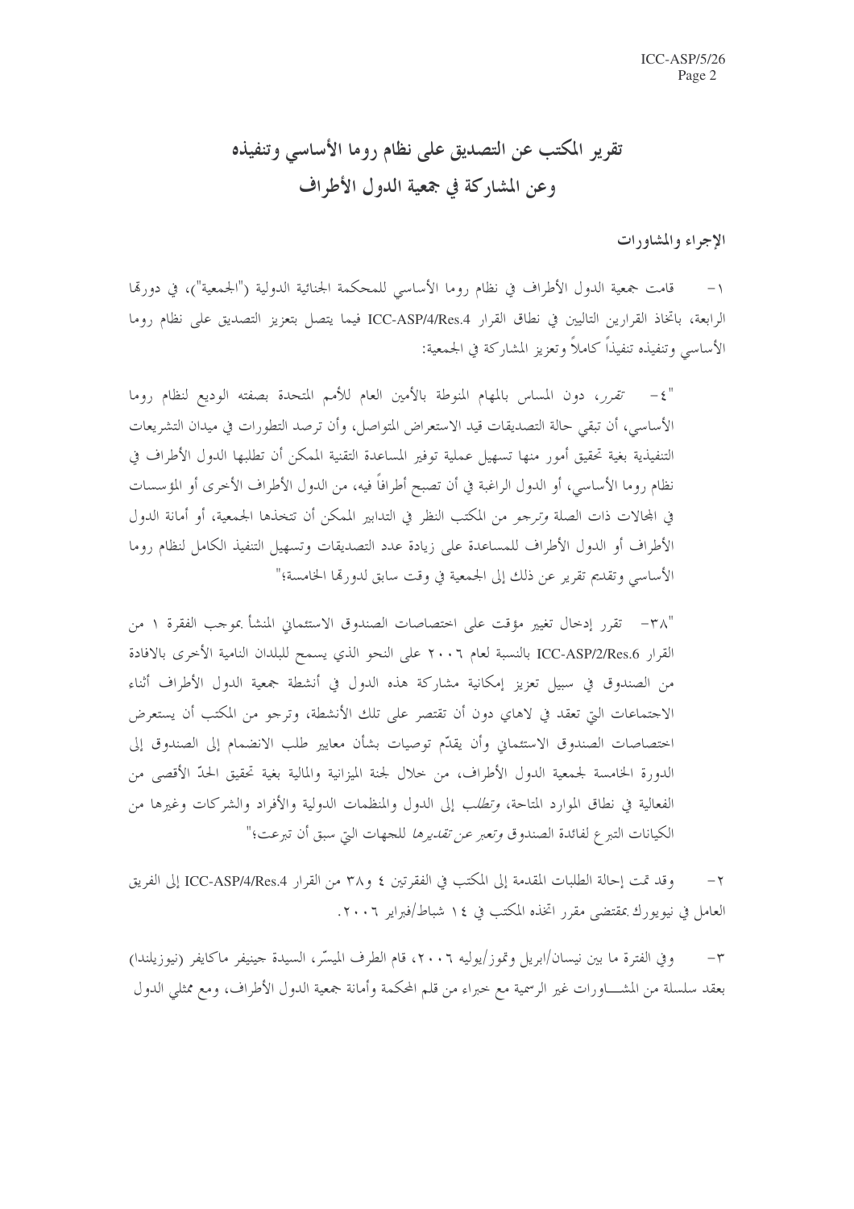# تقرير المكتب عن التصديق على نظام روما الأساسي وتنفيذه وعن المشاركة في جمعية الدول الأطراف

## الإجراء والمشاورات

١- قامت جمعية الدول الأطراف في نظام روما الأساسي للمحكمة الجنائية الدولية ("الجمعية")، في دورتها الرابعة، باتخاذ القرارين التاليين في نطاق القرار ICC-ASP/4/Res.4 فيما يتصل بتعزيز التصديق على نظام روما الأساسي وتنفيذه تنفيذاً كاملاً وتعزيز المشاركة في الجمعية:

"٤- *تقرر*، دون المساس بالمهام المنوطة بالأمين العام للأمم المتحدة بصفته الوديع لنظام روما الأساسي، أن تبقي حالة التصديقات قيد الاستعراض المتواصل، وأن ترصد التطورات في ميدان التشريعات التنفيذية بغية تحقيق أمور منها تسهيل عملية توفير المساعدة التقنية الممكن أن تطلبها الدول الأطراف في نظام روما الأساسي، أو الدول الراغبة في أن تصبح أطرافاً فيه، من الدول الأطراف الأخرى أو المؤسسات في المجالات ذات الصلة *وترجو* من المكتب النظر في التدابير الممكن أن تتخذها الجمعية، أو أمانة الدول الأطراف أو الدول الأطراف للمساعدة على زيادة عدد التصديقات وتسهيل التنفيذ الكامل لنظام روما الأساسي وتقديم تقرير عن ذلك إلى الجمعية في وقت سابق لدورتها الخامسة؛"

"٣٨- تقرر إدخال تغيير مؤقت على اختصاصات الصندوق الاستئماني المنشأ بموجب الفقرة ١ من القرار ICC-ASP/2/Res.6 بالنسبة لعام ٢٠٠٦ على النحو الذي يسمح للبلدان النامية الأخرى بالافادة من الصندوق في سبيل تعزيز إمكانية مشاركة هذه الدول في أنشطة جمعية الدول الأطراف أثناء الاجتماعات التي تعقد في لاهاي دون أن تقتصر على تلك الأنشطة، وترجو من المكتب أن يستعرض اختصاصات الصندوق الاستئماني وأن يقدّم توصيات بشأن معايير طلب الانضمام إلى الصندوق إلى الدورة الخامسة لجمعية الدول الأطراف، من خلال لجنة الميزانية والمالية بغية تحقيق الحدّ الأقصى من الفعالية في نطاق الموارد المتاحة، *وتطلب* إلى الدول والمنظمات الدولية والأفراد والشركات وغيرها من الكيانات التبرع لفائدة الصندوق *وتعبر عن تقديرها* للجهات التي سبق أن تبرعت؛"

٢- وقد تمت إحالة الطلبات المقدمة إلى المكتب في الفقرتين ٤ و٣٨ من القرار ICC-ASP/4/Res.4 إلى الفريق العامل في نيويورك بمقتضى مقرر اتخذه المكتب في ١٤ شباط/فبراير ٢٠٠٦.

٣- وفي الفترة ما بين نيسان/ابريل وتموز/يوليه ٢٠٠٦، قام الطرف الميسّر، السيدة جينيفر ماكايفر (نيوزيلندا) بعقد سلسلة من المشـــاورات غير الرسمية مع خبراء من قلم المحكمة وأمانة جمعية الدول الأطراف، ومع ممثلي الدول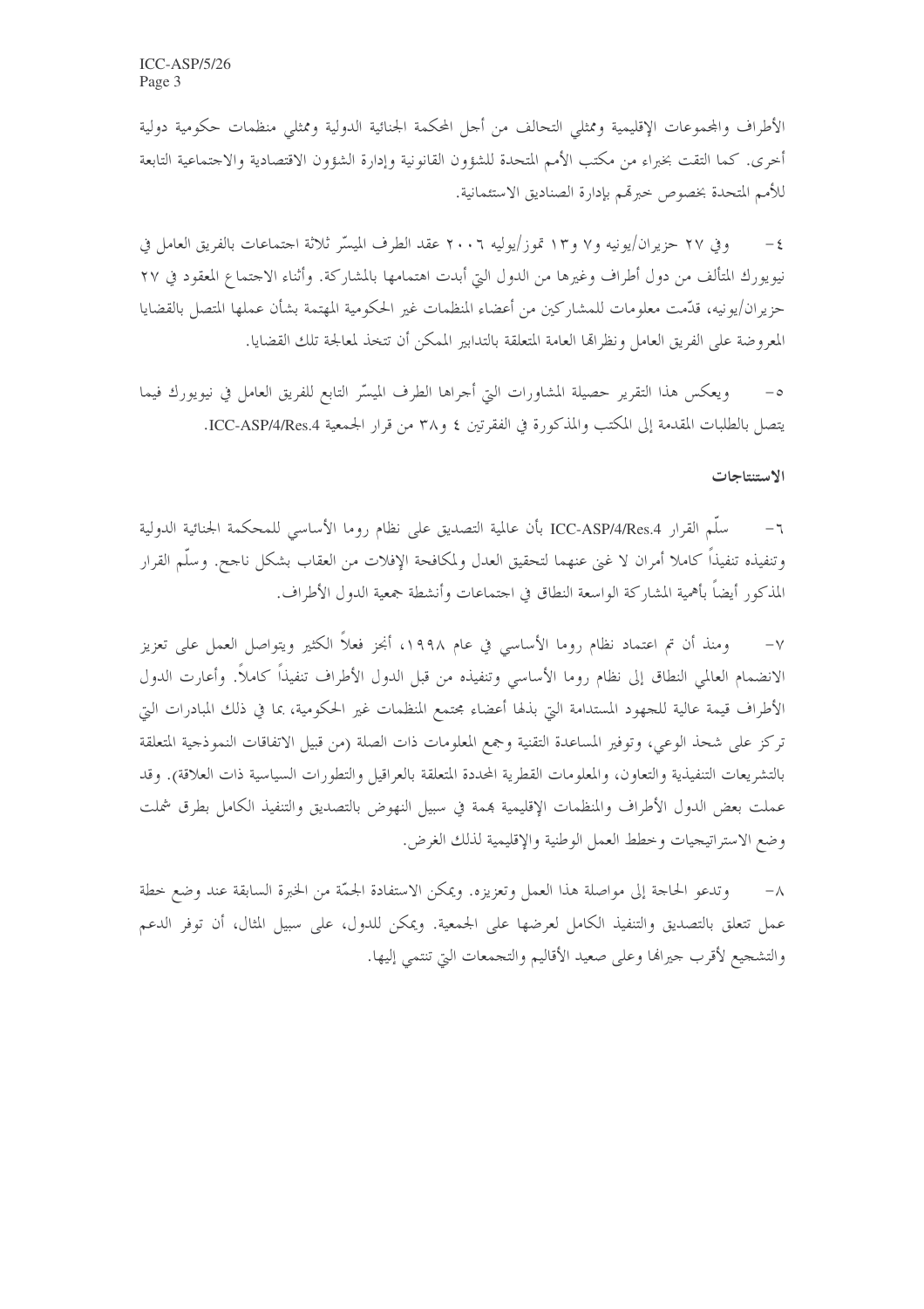الأطراف والمجموعات الإقليمية وممثلي التحالف من أجل المحكمة الجنائية الدولية وممثلي منظمات حكومية دولية أخرى. كما التقت بخبراء من مكتب الأمم المتحدة للشؤون القانونية وإدارة الشؤون الاقتصادية والاجتماعية التابعة للأمم المتحدة بخصوص خبرتهم بإدارة الصناديق الاستئمانية.

٤- وفي ٢٧ حزيران/يونيه و٧ و١٣ تموز/يوليه ٢٠٠٦ عقد الطرف الميسّر ثلاثة اجتماعات بالفريق العامل في نيويورك المتألف من دول أطراف وغيرها من الدول التي أبدت اهتمامها بالمشاركة. وأثناء الاجتماع المعقود في ٢٧ حزيران/يونيه، قدّمت معلومات للمشاركين من أعضاء المنظمات غير الحكومية المهتمة بشأن عملها المتصل بالقضايا المعروضة على الفريق العامل ونظراتها العامة المتعلقة بالتدابير الممكن أن تتخذ لمعالجة تلك القضايا.

٥- ويعكس هذا التقرير حصيلة المشاورات التي أجراها الطرف الميسّر التابع للفريق العامل في نيويورك فيما يتصل بالطلبات المقدمة إلى المكتب والمذكورة في الفقرتين ٤ و٣٨ من قرار الجمعية ICC-ASP/4/Res.4.

## الاستنتاجات

٦- سلّم القرار ICC-ASP/4/Res.4 بأن عالمية التصديق على نظام روما الأساسي للمحكمة الجنائية الدولية وتنفيذه تنفيذاً كاملا أمران لا غنى عنهما لتحقيق العدل ولمكافحة الإفلات من العقاب بشكل ناجح. وسلّم القرار المذكور أيضاً بأهمية المشاركة الواسعة النطاق في اجتماعات وأنشطة جمعية الدول الأطراف.

٧- ومنذ أن تم اعتماد نظام روما الأساسي في عام ١٩٩٨، أنجز فعلاً الكثير ويتواصل العمل على تعزيز الانضمام العالمي النطاق إلى نظام روما الأساسي وتنفيذه من قبل الدول الأطراف تنفيذاً كاملاً. وأعارت الدول الأطراف قيمة عالية للجهود المستدامة التي بذلها أعضاء مجتمع المنظمات غير الحكومية، بما في ذلك المبادرات التي تركز على شحذ الوعي، وتوفير المساعدة التقنية وجمع المعلومات ذات الصلة (من قبيل الاتفاقات النموذجية المتعلقة بالتشريعات التنفيذية والتعاون، والمعلومات القطرية المحددة المتعلقة بالعراقيل والتطورات السياسية ذات العلاقة). وقد عملت بعض الدول الأطراف والمنظمات الإقليمية بهمة في سبيل النهوض بالتصديق والتنفيذ الكامل بطرق شملت وضع الاستراتيجيات وخطط العمل الوطنية والإقليمية لذلك الغرض.

٨- وتدعو الحاجة إلى مواصلة هذا العمل وتعزيزه. ويمكن الاستفادة الجمّة من الخبرة السابقة عند وضع خطة عمل تتعلق بالتصديق والتنفيذ الكامل لعرضها على الجمعية. ويمكن للدول، على سبيل المثال، أن توفر الدعم والتشجيع لأقرب جيرانها وعلى صعيد الأقاليم والتجمعات التي تنتمي إليها.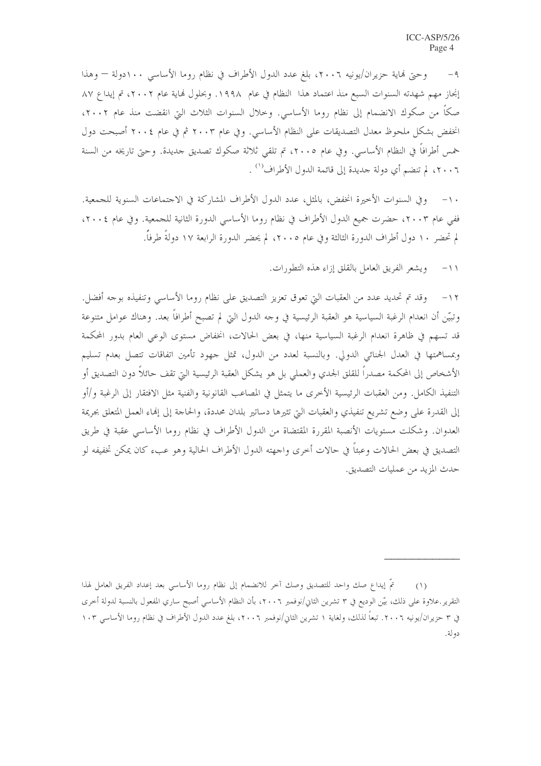٩- وحتى نهاية حزيران/يونيه ٢٠٠٦، بلغ عدد الدول الأطراف في نظام روما الأساسي ١٠٠دولة — وهذا إنجاز مهم شهدته السنوات السبع منذ اعتماد هذا النظام في عام ١٩٩٨. وبحلول نهاية عام ٢٠٠٢، تم إيداع ٨٧ صكاً من صكوك الانضمام إلى نظام روما الأساسي. وخلال السنوات الثلاث التي انقضت منذ عام ٢٠٠٢، انخفض بشكل ملحوظ معدل التصديقات على النظام الأساسي. وفي عام ٢٠٠٣ ثم في عام ٢٠٠٤ أصبحت دول خمس أطرافاً في النظام الأساسي. وفي عام ٢٠٠٥، تم تلقي ثلاثة صكوك تصديق جديدة. وحتى تاريخه من السنة ٢٠٠٦، لم تنضم أي دولة جديدة إلى قائمة الدول الأطراف[1].

١٠- وفي السنوات الأخيرة انخفض، بالمثل، عدد الدول الأطراف المشاركة في الاجتماعات السنوية للجمعية. ففي عام ٢٠٠٣، حضرت جميع الدول الأطراف في نظام روما الأساسي الدورة الثانية للجمعية. وفي عام ٢٠٠٤، لم تحضر ١٠ دول أطراف الدورة الثالثة وفي عام ٢٠٠٥، لم يحضر الدورة الرابعة ١٧ دولةً طرفاً.

١١- ويشعر الفريق العامل بالقلق إزاء هذه التطورات.

١٢- وقد تم تحديد عدد من العقبات التي تعوق تعزيز التصديق على نظام روما الأساسي وتنفيذه بوجه أفضل. وتبيّن أن انعدام الرغبة السياسية هو العقبة الرئيسية في وجه الدول التي لم تصبح أطرافاً بعد. وهناك عوامل متنوعة قد تسهم في ظاهرة انعدام الرغبة السياسية منها، في بعض الحالات، انخفاض مستوى الوعي العام بدور المحكمة وبمساهمتها في العدل الجنائي الدولي. وبالنسبة لعدد من الدول، تمثل جهود تأمين اتفاقات تتصل بعدم تسليم الأشخاص إلى المحكمة مصدراً للقلق الجدي والعملي بل هو يشكل العقبة الرئيسية التي تقف حائلاً دون التصديق أو التنفيذ الكامل. ومن العقبات الرئيسية الأخرى ما يتمثل في المصاعب القانونية والفنية مثل الافتقار إلى الرغبة و/أو إلى القدرة على وضع تشريع تنفيذي والعقبات التي تثيرها دساتير بلدان محددة، والحاجة إلى إنهاء العمل المتعلق بجريمة العدوان. وشكلت مستويات الأنصبة المقررة المقتضاة من الدول الأطراف في نظام روما الأساسي عقبة في طريق التصديق في بعض الحالات وعبئاً في حالات أخرى واجهته الدول الأطراف الحالية وهو عبء كان يمكن تخفيفه لو حدث المزيد من عمليات التصديق.

---

(١) تمّ إيداع صك واحد للتصديق وصك آخر للانضمام إلى نظام روما الأساسي بعد إعداد الفريق العامل لهذا التقرير. علاوة على ذلك، بيّن الوديع في ٣ تشرين الثاني/نوفمبر ٢٠٠٦، بأن النظام الأساسي أصبح ساري المفعول بالنسبة لدولة أخرى في ٣ حزيران/يونيه ٢٠٠٦. تبعاً لذلك، ولغاية ١ تشرين الثاني/نوفمبر ٢٠٠٦، بلغ عدد الدول الأطراف في نظام روما الأساسي ١٠٣ دولة.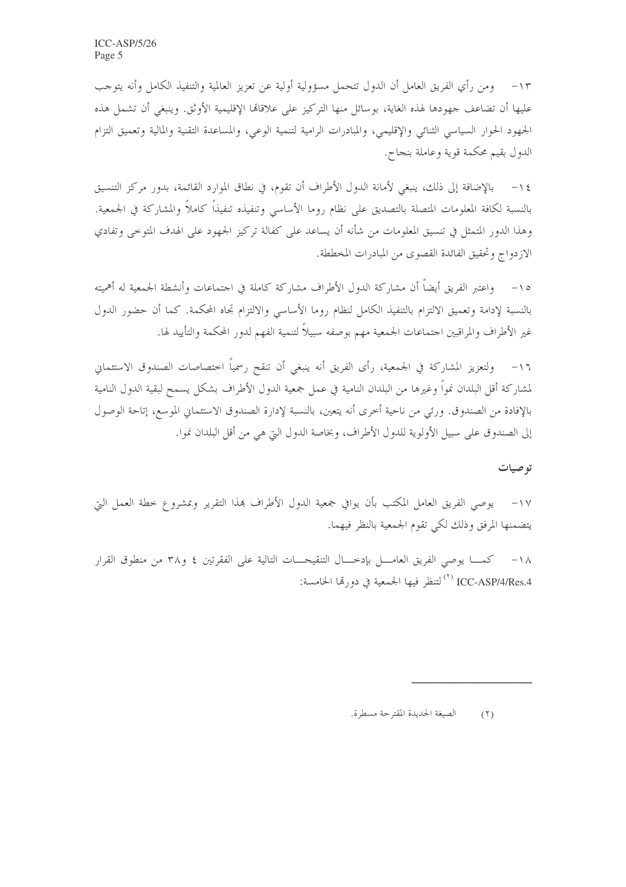١٣- ومن رأي الفريق العامل أن الدول تتحمل مسؤولية أولية عن تعزيز العالمية والتنفيذ الكامل وأنه يتوجب عليها أن تضاعف جهودها لهذه الغاية، بوسائل منها التركيز على علاقاتها الإقليمية الأوثق. وينبغي أن تشمل هذه الجهود الحوار السياسي الثنائي والإقليمي، والمبادرات الرامية لتنمية الوعي، والمساعدة التقنية والمالية وتعميق التزام الدول بقيم محكمة قوية وعاملة بنجاح.

١٤- بالإضافة إلى ذلك، ينبغي لأمانة الدول الأطراف أن تقوم، في نطاق الموارد القائمة، بدور مركز التنسيق بالنسبة لكافة المعلومات المتصلة بالتصديق على نظام روما الأساسي وتنفيذه تنفيذاً كاملاً والمشاركة في الجمعية. وهذا الدور المتمثل في تنسيق المعلومات من شأنه أن يساعد على كفالة تركيز الجهود على الهدف المتوخى وتفادي الازدواج وتحقيق الفائدة القصوى من المبادرات المخططة.

١٥- واعتبر الفريق أيضاً أن مشاركة الدول الأطراف مشاركة كاملة في اجتماعات وأنشطة الجمعية له أهميته بالنسبة لإدامة وتعميق الالتزام بالتنفيذ الكامل لنظام روما الأساسي والالتزام تجاه المحكمة. كما أن حضور الدول غير الأطراف والمراقبين اجتماعات الجمعية مهم بوصفه سبيلاً لتنمية الفهم لدور المحكمة والتأييد لها.

١٦- ولتعزيز المشاركة في الجمعية، رأى الفريق أنه ينبغي أن تنقح رسمياً اختصاصات الصندوق الاستئماني لمشاركة أقل البلدان نمواً وغيرها من البلدان النامية في عمل جمعية الدول الأطراف بشكل يسمح لبقية الدول النامية بالإفادة من الصندوق. ورئي من ناحية أخرى أنه يتعين، بالنسبة لإدارة الصندوق الاستئماني الموسع، إتاحة الوصول إلى الصندوق على سبيل الأولوية للدول الأطراف، وبخاصة الدول التي هي من أقل البلدان نمواً.

## توصيات

١٧- يوصي الفريق العامل المكتب بأن يوافي جمعية الدول الأطراف بهذا التقرير وبمشروع خطة العمل التي يتضمنها المرفق وذلك لكي تقوم الجمعية بالنظر فيهما.

١٨- كما يوصي الفريق العامل بإدخال التنقيحات التالية على الفقرتين ٤ و٣٨ من منطوق القرار ICC-ASP/4/Res.4 [٢] لتنظر فيها الجمعية في دورتها الخامسة:

---

(٢) الصيغة الجديدة المقترحة مسطرة.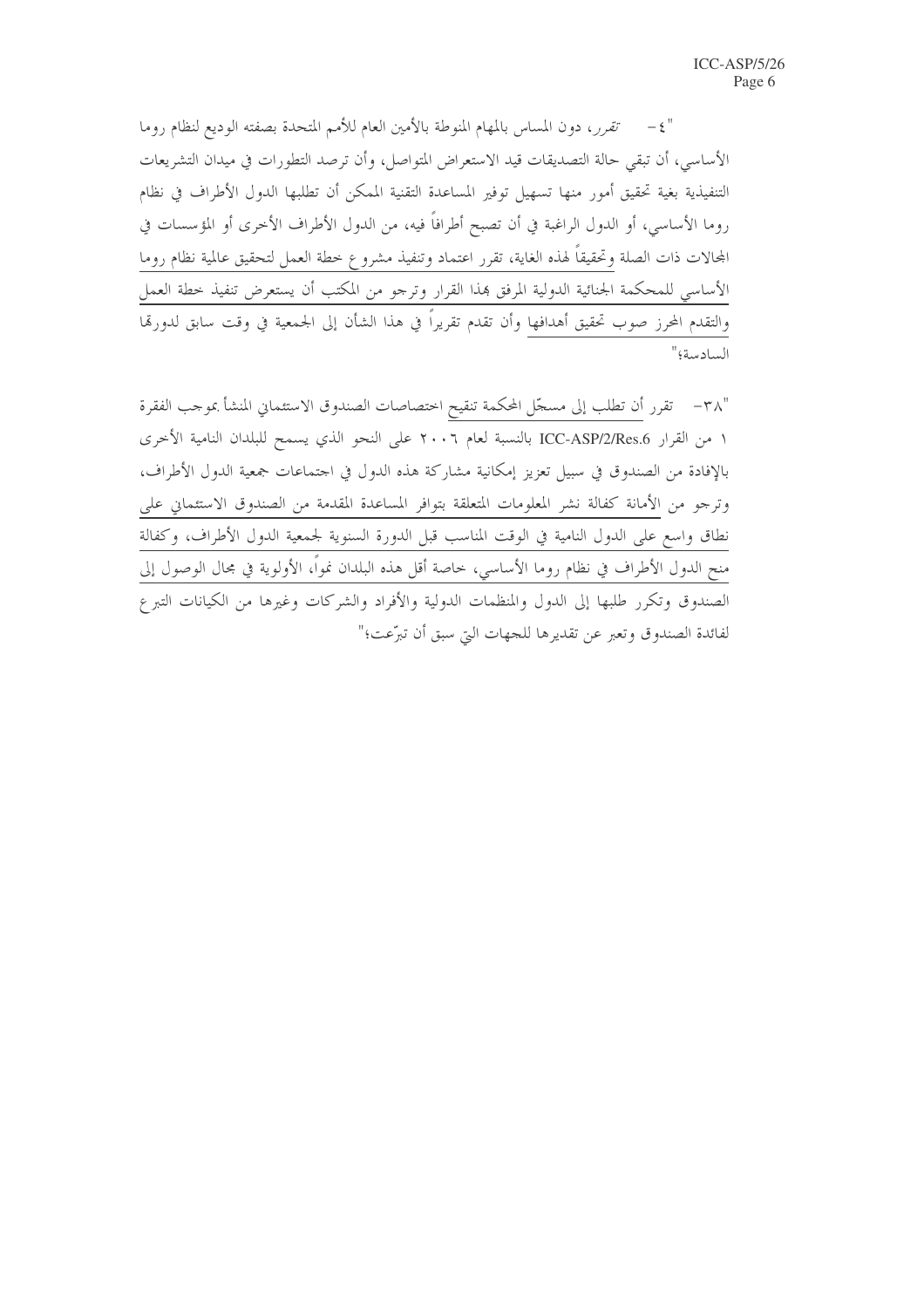"٤ – *تقرر*، دون المساس بالمهام المنوطة بالأمين العام للأمم المتحدة بصفته الوديع لنظام روما الأساسي، أن تبقي حالة التصديقات قيد الاستعراض المتواصل، وأن ترصد التطورات في ميدان التشريعات التنفيذية بغية تحقيق أمور منها تسهيل توفير المساعدة التقنية الممكن أن تطلبها الدول الأطراف في نظام روما الأساسي، أو الدول الراغبة في أن تصبح أطرافاً فيه، من الدول الأطراف الأخرى أو المؤسسات في المجالات ذات الصلة وتحقيقاً لهذه الغاية، تقرر اعتماد وتنفيذ مشروع خطة العمل لتحقيق عالمية نظام روما الأساسي للمحكمة الجنائية الدولية المرفق بهذا القرار وترجو من المكتب أن يستعرض تنفيذ خطة العمل والتقدم المحرز صوب تحقيق أهدافها وأن تقدم تقريراً في هذا الشأن إلى الجمعية في وقت سابق لدورتها السادسة؛"

"٣٨– تقرر أن تطلب إلى مسجّل المحكمة تنقيح اختصاصات الصندوق الاستئماني المنشأ بموجب الفقرة ١ من القرار ICC-ASP/2/Res.6 بالنسبة لعام ٢٠٠٦ على النحو الذي يسمح للبلدان النامية الأخرى بالإفادة من الصندوق في سبيل تعزيز إمكانية مشاركة هذه الدول في اجتماعات جمعية الدول الأطراف، وترجو من الأمانة كفالة نشر المعلومات المتعلقة بتوافر المساعدة المقدمة من الصندوق الاستئماني على نطاق واسع على الدول النامية في الوقت المناسب قبل الدورة السنوية لجمعية الدول الأطراف، وكفالة منح الدول الأطراف في نظام روما الأساسي، خاصة أقل هذه البلدان نمواً، الأولوية في مجال الوصول إلى الصندوق وتكرر طلبها إلى الدول والمنظمات الدولية والأفراد والشركات وغيرها من الكيانات التبرع لفائدة الصندوق وتعبر عن تقديرها للجهات التي سبق أن تبرّعت؛"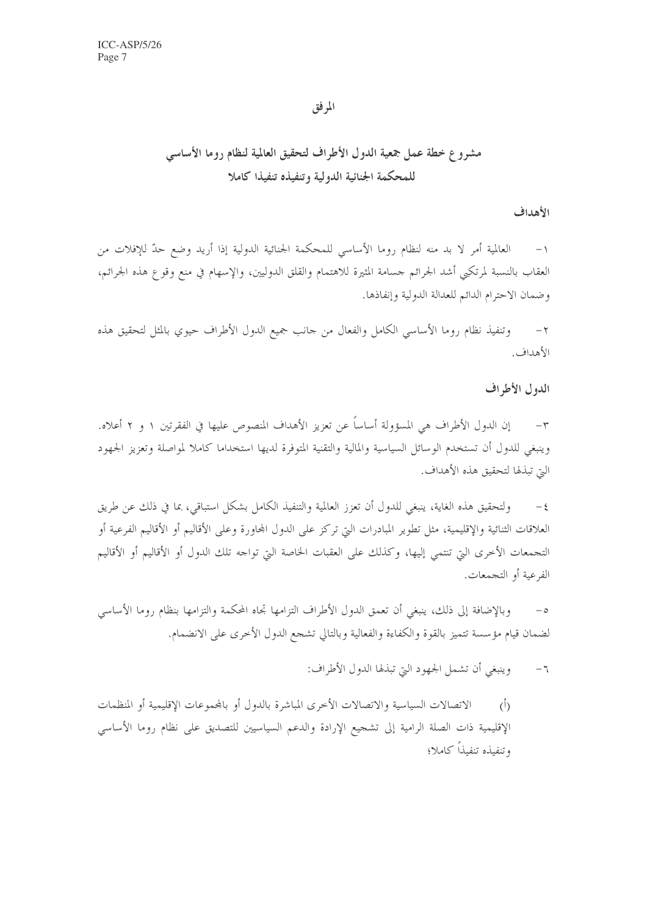# المرفق

## مشروع خطة عمل جمعية الدول الأطراف لتحقيق العالمية لنظام روما الأساسي للمحكمة الجنائية الدولية وتنفيذه تنفيذا كاملا

### الأهداف

١- العالمية أمر لا بد منه لنظام روما الأساسي للمحكمة الجنائية الدولية إذا أريد وضع حدّ للإفلات من العقاب بالنسبة لمرتكبي أشد الجرائم جسامة المثيرة للاهتمام والقلق الدوليين، والإسهام في منع وقوع هذه الجرائم، وضمان الاحترام الدائم للعدالة الدولية وإنفاذها.

٢- وتنفيذ نظام روما الأساسي الكامل والفعال من جانب جميع الدول الأطراف حيوي بالمثل لتحقيق هذه الأهداف.

### الدول الأطراف

٣- إن الدول الأطراف هي المسؤولة أساساً عن تعزيز الأهداف المنصوص عليها في الفقرتين ١ و ٢ أعلاه. وينبغي للدول أن تستخدم الوسائل السياسية والمالية والتقنية المتوفرة لديها استخداما كاملا لمواصلة وتعزيز الجهود التي تبذلها لتحقيق هذه الأهداف.

٤- ولتحقيق هذه الغاية، ينبغي للدول أن تعزز العالمية والتنفيذ الكامل بشكل استباقي، بما في ذلك عن طريق العلاقات الثنائية والإقليمية، مثل تطوير المبادرات التي تركز على الدول المجاورة وعلى الأقاليم أو الأقاليم الفرعية أو التجمعات الأخرى التي تنتمي إليها، وكذلك على العقبات الخاصة التي تواجه تلك الدول أو الأقاليم أو الأقاليم الفرعية أو التجمعات.

٥- وبالإضافة إلى ذلك، ينبغي أن تعمق الدول الأطراف التزامها تجاه المحكمة والتزامها بنظام روما الأساسي لضمان قيام مؤسسة تتميز بالقوة والكفاءة والفعالية وبالتالي تشجع الدول الأخرى على الانضمام.

٦- وينبغي أن تشمل الجهود التي تبذلها الدول الأطراف:

(أ) الاتصالات السياسية والاتصالات الأخرى المباشرة بالدول أو بالمجموعات الإقليمية أو المنظمات الإقليمية ذات الصلة الرامية إلى تشجيع الإرادة والدعم السياسيين للتصديق على نظام روما الأساسي وتنفيذه تنفيذاً كاملا؛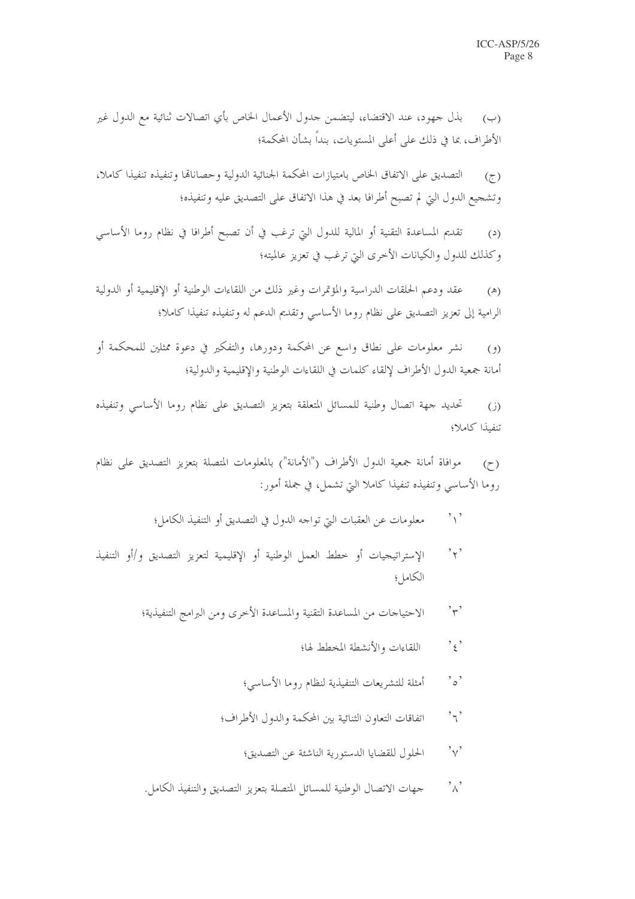(ب) بذل جهود، عند الاقتضاء، ليتضمن جدول الأعمال الخاص بأي اتصالات ثنائية مع الدول غير الأطراف، بما في ذلك على أعلى المستويات، بنداً بشأن المحكمة؛

(ج) التصديق على الاتفاق الخاص بامتيازات المحكمة الجنائية الدولية وحصاناتها وتنفيذه تنفيذا كاملا، وتشجيع الدول التي لم تصبح أطرافا بعد في هذا الاتفاق على التصديق عليه وتنفيذه؛

(د) تقديم المساعدة التقنية أو المالية للدول التي ترغب في أن تصبح أطرافا في نظام روما الأساسي وكذلك للدول والكيانات الأخرى التي ترغب في تعزيز عالميته؛

(هـ) عقد ودعم الحلقات الدراسية والمؤتمرات وغير ذلك من اللقاءات الوطنية أو الإقليمية أو الدولية الرامية إلى تعزيز التصديق على نظام روما الأساسي وتقديم الدعم له وتنفيذه تنفيذا كاملا؛

(و) نشر معلومات على نطاق واسع عن المحكمة ودورها، والتفكير في دعوة ممثلين للمحكمة أو أمانة جمعية الدول الأطراف لإلقاء كلمات في اللقاءات الوطنية والإقليمية والدولية؛

(ز) تحديد جهة اتصال وطنية للمسائل المتعلقة بتعزيز التصديق على نظام روما الأساسي وتنفيذه تنفيذا كاملا؛

(ح) موافاة أمانة جمعية الدول الأطراف ("الأمانة") بالمعلومات المتصلة بتعزيز التصديق على نظام روما الأساسي وتنفيذه تنفيذا كاملا التي تشمل، في جملة أمور:

'١' معلومات عن العقبات التي تواجه الدول في التصديق أو التنفيذ الكامل؛

'٢' الإستراتيجيات أو خطط العمل الوطنية أو الإقليمية لتعزيز التصديق و/أو التنفيذ الكامل؛

'٣' الاحتياجات من المساعدة التقنية والمساعدة الأخرى ومن البرامج التنفيذية؛

'٤' اللقاءات والأنشطة المخطط لها؛

'٥' أمثلة للتشريعات التنفيذية لنظام روما الأساسي؛

'٦' اتفاقات التعاون الثنائية بين المحكمة والدول الأطراف؛

'٧' الحلول للقضايا الدستورية الناشئة عن التصديق؛

'٨' جهات الاتصال الوطنية للمسائل المتصلة بتعزيز التصديق والتنفيذ الكامل.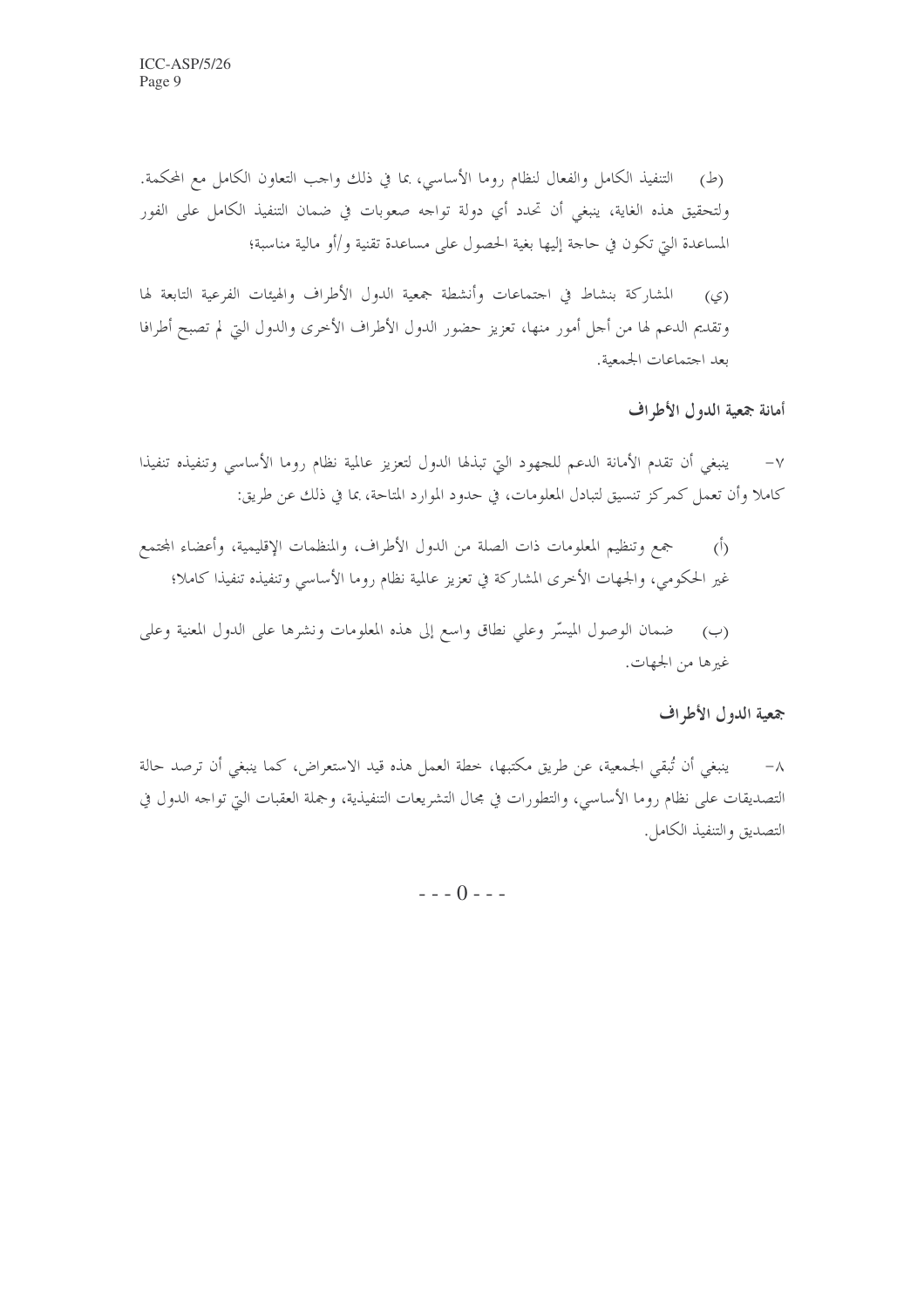(ط) التنفيذ الكامل والفعال لنظام روما الأساسي، بما في ذلك واجب التعاون الكامل مع المحكمة. ولتحقيق هذه الغاية، ينبغي أن تحدد أي دولة تواجه صعوبات في ضمان التنفيذ الكامل على الفور المساعدة التي تكون في حاجة إليها بغية الحصول على مساعدة تقنية و/أو مالية مناسبة؛

(ي) المشاركة بنشاط في اجتماعات وأنشطة جمعية الدول الأطراف والهيئات الفرعية التابعة لها وتقديم الدعم لها من أجل أمور منها، تعزيز حضور الدول الأطراف الأخرى والدول التي لم تصبح أطرافا بعد اجتماعات الجمعية.

### أمانة جمعية الدول الأطراف

٧- ينبغي أن تقدم الأمانة الدعم للجهود التي تبذلها الدول لتعزيز عالمية نظام روما الأساسي وتنفيذه تنفيذا كاملا وأن تعمل كمركز تنسيق لتبادل المعلومات، في حدود الموارد المتاحة، بما في ذلك عن طريق:

(أ) جمع وتنظيم المعلومات ذات الصلة من الدول الأطراف، والمنظمات الإقليمية، وأعضاء المجتمع غير الحكومي، والجهات الأخرى المشاركة في تعزيز عالمية نظام روما الأساسي وتنفيذه تنفيذا كاملا؛

(ب) ضمان الوصول الميسّر وعلى نطاق واسع إلى هذه المعلومات ونشرها على الدول المعنية وعلى غيرها من الجهات.

### جمعية الدول الأطراف

٨- ينبغي أن تُبقي الجمعية، عن طريق مكتبها، خطة العمل هذه قيد الاستعراض، كما ينبغي أن ترصد حالة التصديقات على نظام روما الأساسي، والتطورات في مجال التشريعات التنفيذية، وجملة العقبات التي تواجه الدول في التصديق والتنفيذ الكامل.

- - - 0 - - -